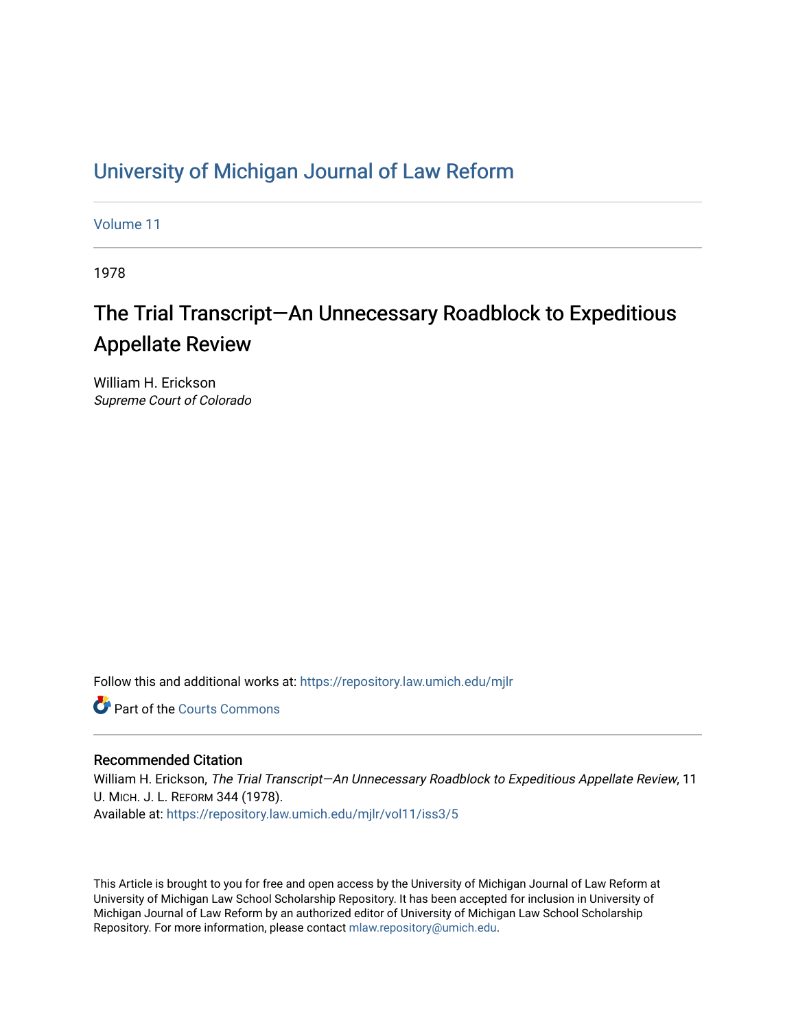# University of Michigan Journal of Law Reform

Volume 11

1978

## The Trial Transcript—An Unnecessary Roadblock to Expeditious Appellate Review

William H. Erickson
*Supreme Court of Colorado*

Follow this and additional works at: https://repository.law.umich.edu/mjlr

Part of the Courts Commons

### Recommended Citation

William H. Erickson, *The Trial Transcript—An Unnecessary Roadblock to Expeditious Appellate Review*, 11 U. MICH. J. L. REFORM 344 (1978).
Available at: https://repository.law.umich.edu/mjlr/vol11/iss3/5

This Article is brought to you for free and open access by the University of Michigan Journal of Law Reform at University of Michigan Law School Scholarship Repository. It has been accepted for inclusion in University of Michigan Journal of Law Reform by an authorized editor of University of Michigan Law School Scholarship Repository. For more information, please contact mlaw.repository@umich.edu.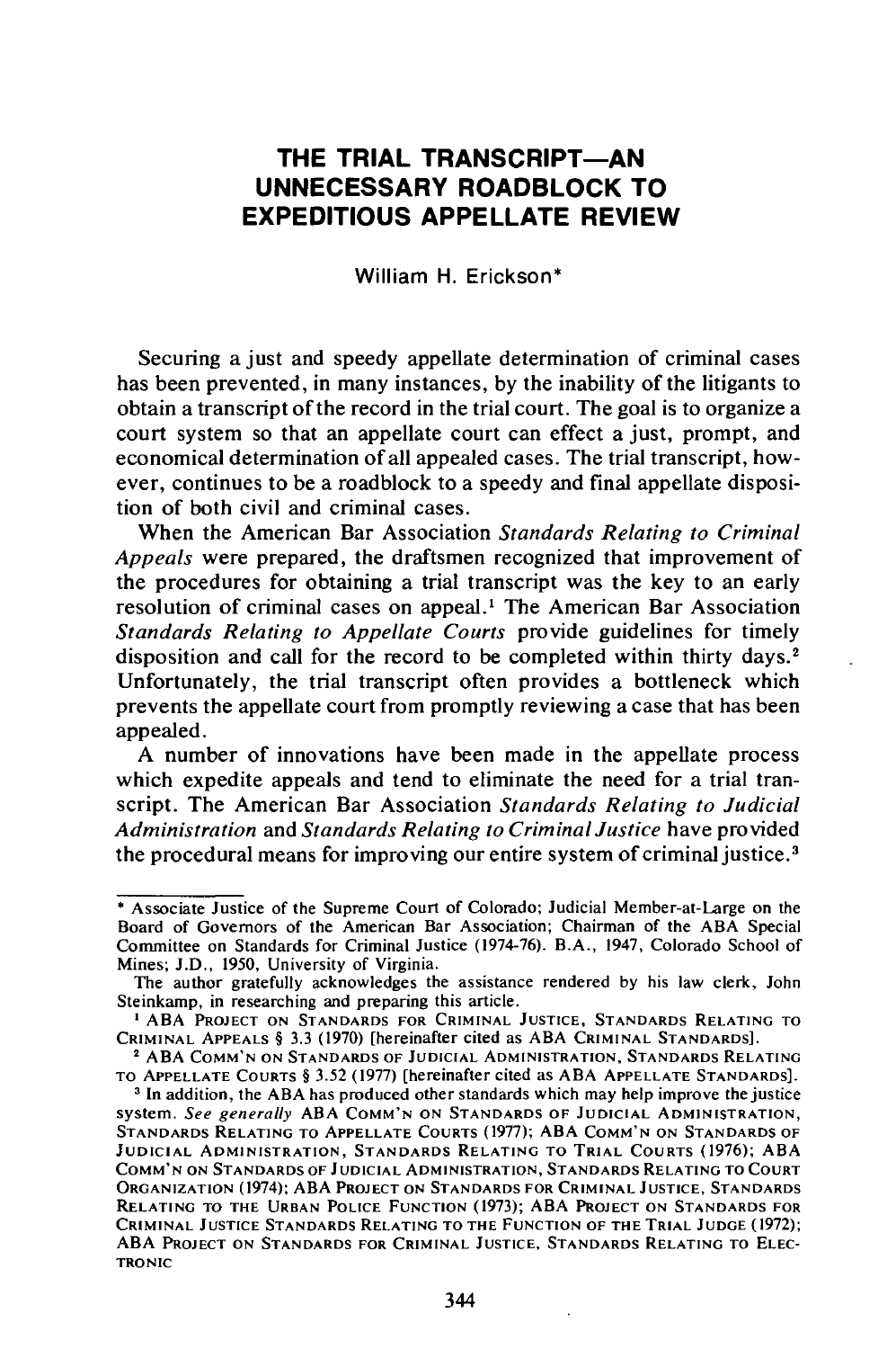# THE TRIAL TRANSCRIPT—AN UNNECESSARY ROADBLOCK TO EXPEDITIOUS APPELLATE REVIEW

William H. Erickson*

Securing a just and speedy appellate determination of criminal cases has been prevented, in many instances, by the inability of the litigants to obtain a transcript of the record in the trial court. The goal is to organize a court system so that an appellate court can effect a just, prompt, and economical determination of all appealed cases. The trial transcript, however, continues to be a roadblock to a speedy and final appellate disposition of both civil and criminal cases.

When the American Bar Association *Standards Relating to Criminal Appeals* were prepared, the draftsmen recognized that improvement of the procedures for obtaining a trial transcript was the key to an early resolution of criminal cases on appeal.[1] The American Bar Association *Standards Relating to Appellate Courts* provide guidelines for timely disposition and call for the record to be completed within thirty days.[2] Unfortunately, the trial transcript often provides a bottleneck which prevents the appellate court from promptly reviewing a case that has been appealed.

A number of innovations have been made in the appellate process which expedite appeals and tend to eliminate the need for a trial transcript. The American Bar Association *Standards Relating to Judicial Administration* and *Standards Relating to Criminal Justice* have provided the procedural means for improving our entire system of criminal justice.[3]

---

\* Associate Justice of the Supreme Court of Colorado; Judicial Member-at-Large on the Board of Governors of the American Bar Association; Chairman of the ABA Special Committee on Standards for Criminal Justice (1974-76). B.A., 1947, Colorado School of Mines; J.D., 1950, University of Virginia.

The author gratefully acknowledges the assistance rendered by his law clerk, John Steinkamp, in researching and preparing this article.

[1] ABA PROJECT ON STANDARDS FOR CRIMINAL JUSTICE, STANDARDS RELATING TO CRIMINAL APPEALS § 3.3 (1970) [hereinafter cited as ABA CRIMINAL STANDARDS].

[2] ABA COMM'N ON STANDARDS OF JUDICIAL ADMINISTRATION, STANDARDS RELATING TO APPELLATE COURTS § 3.52 (1977) [hereinafter cited as ABA APPELLATE STANDARDS].

[3] In addition, the ABA has produced other standards which may help improve the justice system. *See generally* ABA COMM'N ON STANDARDS OF JUDICIAL ADMINISTRATION, STANDARDS RELATING TO APPELLATE COURTS (1977); ABA COMM'N ON STANDARDS OF JUDICIAL ADMINISTRATION, STANDARDS RELATING TO TRIAL COURTS (1976); ABA COMM'N ON STANDARDS OF JUDICIAL ADMINISTRATION, STANDARDS RELATING TO COURT ORGANIZATION (1974); ABA PROJECT ON STANDARDS FOR CRIMINAL JUSTICE, STANDARDS RELATING TO THE URBAN POLICE FUNCTION (1973); ABA PROJECT ON STANDARDS FOR CRIMINAL JUSTICE STANDARDS RELATING TO THE FUNCTION OF THE TRIAL JUDGE (1972); ABA PROJECT ON STANDARDS FOR CRIMINAL JUSTICE, STANDARDS RELATING TO ELECTRONIC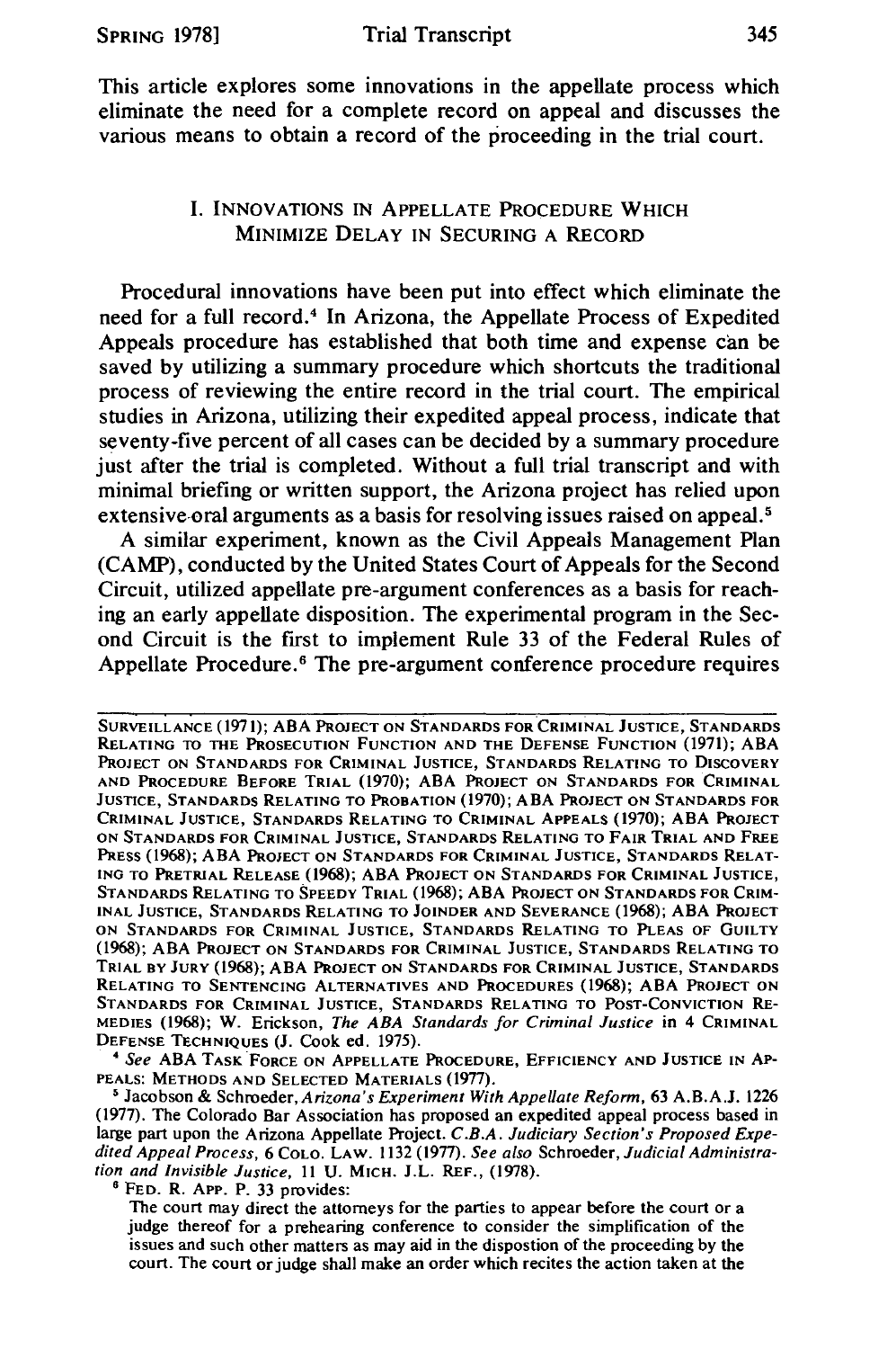This article explores some innovations in the appellate process which eliminate the need for a complete record on appeal and discusses the various means to obtain a record of the proceeding in the trial court.

## I. Innovations in Appellate Procedure Which Minimize Delay in Securing a Record

Procedural innovations have been put into effect which eliminate the need for a full record.[4] In Arizona, the Appellate Process of Expedited Appeals procedure has established that both time and expense can be saved by utilizing a summary procedure which shortcuts the traditional process of reviewing the entire record in the trial court. The empirical studies in Arizona, utilizing their expedited appeal process, indicate that seventy-five percent of all cases can be decided by a summary procedure just after the trial is completed. Without a full trial transcript and with minimal briefing or written support, the Arizona project has relied upon extensive oral arguments as a basis for resolving issues raised on appeal.[5]

A similar experiment, known as the Civil Appeals Management Plan (CAMP), conducted by the United States Court of Appeals for the Second Circuit, utilized appellate pre-argument conferences as a basis for reaching an early appellate disposition. The experimental program in the Second Circuit is the first to implement Rule 33 of the Federal Rules of Appellate Procedure.[6] The pre-argument conference procedure requires

---

SURVEILLANCE (1971); ABA PROJECT ON STANDARDS FOR CRIMINAL JUSTICE, STANDARDS RELATING TO THE PROSECUTION FUNCTION AND THE DEFENSE FUNCTION (1971); ABA PROJECT ON STANDARDS FOR CRIMINAL JUSTICE, STANDARDS RELATING TO DISCOVERY AND PROCEDURE BEFORE TRIAL (1970); ABA PROJECT ON STANDARDS FOR CRIMINAL JUSTICE, STANDARDS RELATING TO PROBATION (1970); ABA PROJECT ON STANDARDS FOR CRIMINAL JUSTICE, STANDARDS RELATING TO CRIMINAL APPEALS (1970); ABA PROJECT ON STANDARDS FOR CRIMINAL JUSTICE, STANDARDS RELATING TO FAIR TRIAL AND FREE PRESS (1968); ABA PROJECT ON STANDARDS FOR CRIMINAL JUSTICE, STANDARDS RELATING TO PRETRIAL RELEASE (1968); ABA PROJECT ON STANDARDS FOR CRIMINAL JUSTICE, STANDARDS RELATING TO SPEEDY TRIAL (1968); ABA PROJECT ON STANDARDS FOR CRIMINAL JUSTICE, STANDARDS RELATING TO JOINDER AND SEVERANCE (1968); ABA PROJECT ON STANDARDS FOR CRIMINAL JUSTICE, STANDARDS RELATING TO PLEAS OF GUILTY (1968); ABA PROJECT ON STANDARDS FOR CRIMINAL JUSTICE, STANDARDS RELATING TO TRIAL BY JURY (1968); ABA PROJECT ON STANDARDS FOR CRIMINAL JUSTICE, STANDARDS RELATING TO SENTENCING ALTERNATIVES AND PROCEDURES (1968); ABA PROJECT ON STANDARDS FOR CRIMINAL JUSTICE, STANDARDS RELATING TO POST-CONVICTION REMEDIES (1968); W. Erickson, *The ABA Standards for Criminal Justice* in 4 CRIMINAL DEFENSE TECHNIQUES (J. Cook ed. 1975).

[4] *See* ABA TASK FORCE ON APPELLATE PROCEDURE, EFFICIENCY AND JUSTICE IN APPEALS: METHODS AND SELECTED MATERIALS (1977).

[5] Jacobson & Schroeder, *Arizona's Experiment With Appellate Reform*, 63 A.B.A.J. 1226 (1977). The Colorado Bar Association has proposed an expedited appeal process based in large part upon the Arizona Appellate Project. *C.B.A. Judiciary Section's Proposed Expedited Appeal Process*, 6 COLO. LAW. 1132 (1977). *See also* Schroeder, *Judicial Administration and Invisible Justice*, 11 U. MICH. J.L. REF., (1978).

[6] FED. R. APP. P. 33 provides:

> The court may direct the attorneys for the parties to appear before the court or a judge thereof for a prehearing conference to consider the simplification of the issues and such other matters as may aid in the dispostion of the proceeding by the court. The court or judge shall make an order which recites the action taken at the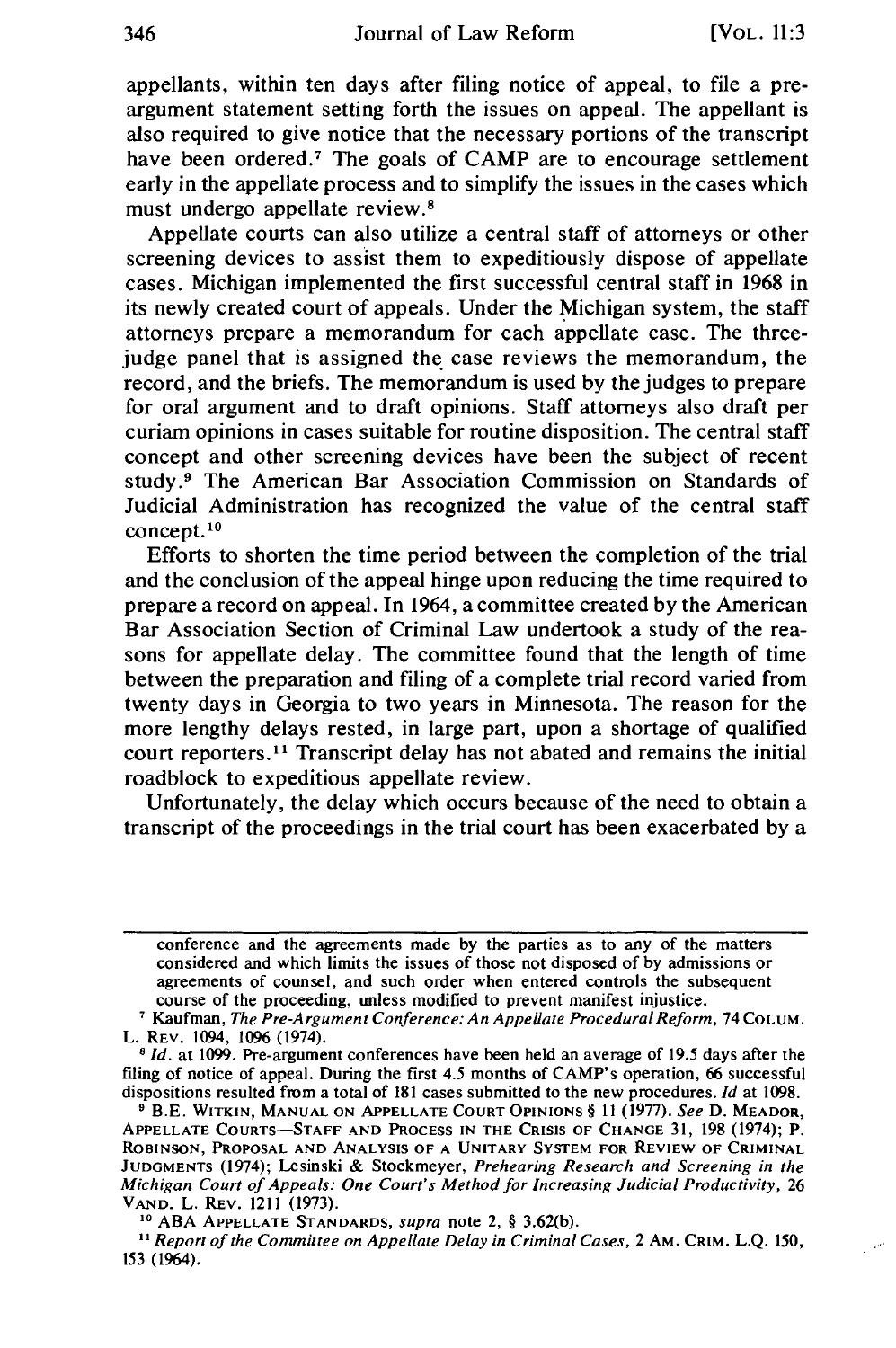appellants, within ten days after filing notice of appeal, to file a pre-argument statement setting forth the issues on appeal. The appellant is also required to give notice that the necessary portions of the transcript have been ordered.[7] The goals of CAMP are to encourage settlement early in the appellate process and to simplify the issues in the cases which must undergo appellate review.[8]

Appellate courts can also utilize a central staff of attorneys or other screening devices to assist them to expeditiously dispose of appellate cases. Michigan implemented the first successful central staff in 1968 in its newly created court of appeals. Under the Michigan system, the staff attorneys prepare a memorandum for each appellate case. The three-judge panel that is assigned the case reviews the memorandum, the record, and the briefs. The memorandum is used by the judges to prepare for oral argument and to draft opinions. Staff attorneys also draft per curiam opinions in cases suitable for routine disposition. The central staff concept and other screening devices have been the subject of recent study.[9] The American Bar Association Commission on Standards of Judicial Administration has recognized the value of the central staff concept.[10]

Efforts to shorten the time period between the completion of the trial and the conclusion of the appeal hinge upon reducing the time required to prepare a record on appeal. In 1964, a committee created by the American Bar Association Section of Criminal Law undertook a study of the reasons for appellate delay. The committee found that the length of time between the preparation and filing of a complete trial record varied from twenty days in Georgia to two years in Minnesota. The reason for the more lengthy delays rested, in large part, upon a shortage of qualified court reporters.[11] Transcript delay has not abated and remains the initial roadblock to expeditious appellate review.

Unfortunately, the delay which occurs because of the need to obtain a transcript of the proceedings in the trial court has been exacerbated by a

---

conference and the agreements made by the parties as to any of the matters considered and which limits the issues of those not disposed of by admissions or agreements of counsel, and such order when entered controls the subsequent course of the proceeding, unless modified to prevent manifest injustice.

[7] Kaufman, *The Pre-Argument Conference: An Appellate Procedural Reform*, 74 COLUM. L. REV. 1094, 1096 (1974).

[8] *Id.* at 1099. Pre-argument conferences have been held an average of 19.5 days after the filing of notice of appeal. During the first 4.5 months of CAMP's operation, 66 successful dispositions resulted from a total of 181 cases submitted to the new procedures. *Id* at 1098.

[9] B.E. WITKIN, MANUAL ON APPELLATE COURT OPINIONS § 11 (1977). *See* D. MEADOR, APPELLATE COURTS—STAFF AND PROCESS IN THE CRISIS OF CHANGE 31, 198 (1974); P. ROBINSON, PROPOSAL AND ANALYSIS OF A UNITARY SYSTEM FOR REVIEW OF CRIMINAL JUDGMENTS (1974); Lesinski & Stockmeyer, *Prehearing Research and Screening in the Michigan Court of Appeals: One Court's Method for Increasing Judicial Productivity*, 26 VAND. L. REV. 1211 (1973).

[10] ABA APPELLATE STANDARDS, *supra* note 2, § 3.62(b).

[11] *Report of the Committee on Appellate Delay in Criminal Cases*, 2 AM. CRIM. L.Q. 150, 153 (1964).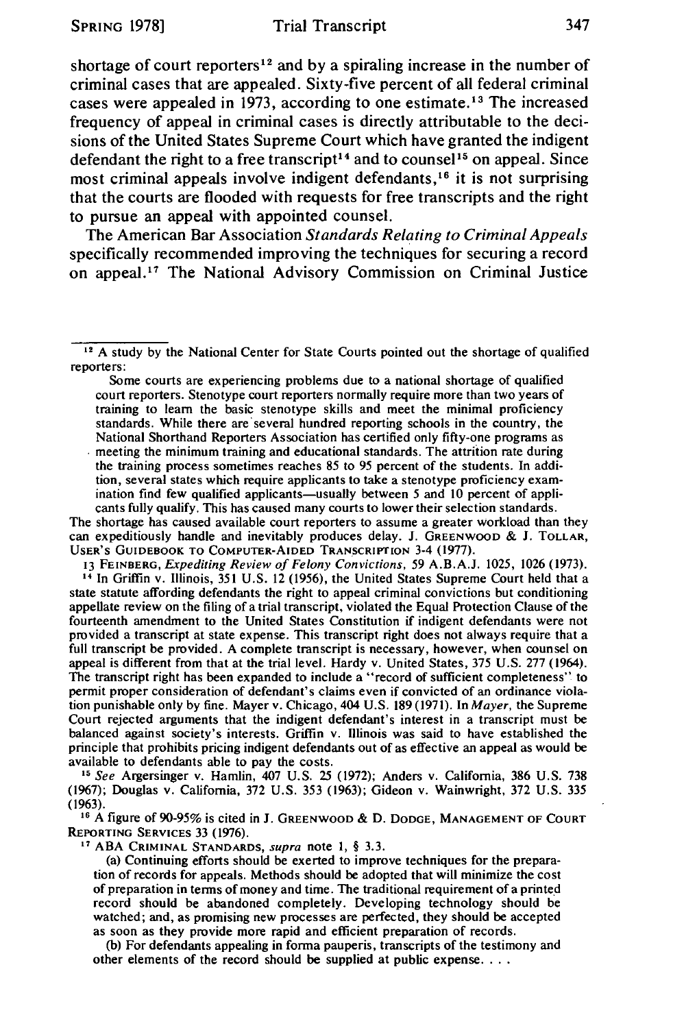shortage of court reporters[12] and by a spiraling increase in the number of criminal cases that are appealed. Sixty-five percent of all federal criminal cases were appealed in 1973, according to one estimate.[13] The increased frequency of appeal in criminal cases is directly attributable to the decisions of the United States Supreme Court which have granted the indigent defendant the right to a free transcript[14] and to counsel[15] on appeal. Since most criminal appeals involve indigent defendants,[16] it is not surprising that the courts are flooded with requests for free transcripts and the right to pursue an appeal with appointed counsel.

The American Bar Association *Standards Relating to Criminal Appeals* specifically recommended improving the techniques for securing a record on appeal.[17] The National Advisory Commission on Criminal Justice

---

[12] A study by the National Center for State Courts pointed out the shortage of qualified reporters:

> Some courts are experiencing problems due to a national shortage of qualified court reporters. Stenotype court reporters normally require more than two years of training to learn the basic stenotype skills and meet the minimal proficiency standards. While there are several hundred reporting schools in the country, the National Shorthand Reporters Association has certified only fifty-one programs as meeting the minimum training and educational standards. The attrition rate during the training process sometimes reaches 85 to 95 percent of the students. In addition, several states which require applicants to take a stenotype proficiency examination find few qualified applicants—usually between 5 and 10 percent of applicants fully qualify. This has caused many courts to lower their selection standards.

The shortage has caused available court reporters to assume a greater workload than they can expeditiously handle and inevitably produces delay. J. GREENWOOD & J. TOLLAR, USER'S GUIDEBOOK TO COMPUTER-AIDED TRANSCRIPTION 3-4 (1977).

[13] FEINBERG, *Expediting Review of Felony Convictions*, 59 A.B.A.J. 1025, 1026 (1973).

[14] In Griffin v. Illinois, 351 U.S. 12 (1956), the United States Supreme Court held that a state statute affording defendants the right to appeal criminal convictions but conditioning appellate review on the filing of a trial transcript, violated the Equal Protection Clause of the fourteenth amendment to the United States Constitution if indigent defendants were not provided a transcript at state expense. This transcript right does not always require that a full transcript be provided. A complete transcript is necessary, however, when counsel on appeal is different from that at the trial level. Hardy v. United States, 375 U.S. 277 (1964). The transcript right has been expanded to include a "record of sufficient completeness" to permit proper consideration of defendant's claims even if convicted of an ordinance violation punishable only by fine. Mayer v. Chicago, 404 U.S. 189 (1971). In *Mayer*, the Supreme Court rejected arguments that the indigent defendant's interest in a transcript must be balanced against society's interests. Griffin v. Illinois was said to have established the principle that prohibits pricing indigent defendants out of as effective an appeal as would be available to defendants able to pay the costs.

[15] *See* Argersinger v. Hamlin, 407 U.S. 25 (1972); Anders v. California, 386 U.S. 738 (1967); Douglas v. California, 372 U.S. 353 (1963); Gideon v. Wainwright, 372 U.S. 335 (1963).

[16] A figure of 90-95% is cited in J. GREENWOOD & D. DODGE, MANAGEMENT OF COURT REPORTING SERVICES 33 (1976).

[17] ABA CRIMINAL STANDARDS, *supra* note 1, § 3.3.

> (a) Continuing efforts should be exerted to improve techniques for the preparation of records for appeals. Methods should be adopted that will minimize the cost of preparation in terms of money and time. The traditional requirement of a printed record should be abandoned completely. Developing technology should be watched; and, as promising new processes are perfected, they should be accepted as soon as they provide more rapid and efficient preparation of records.
>
> (b) For defendants appealing in forma pauperis, transcripts of the testimony and other elements of the record should be supplied at public expense. . . .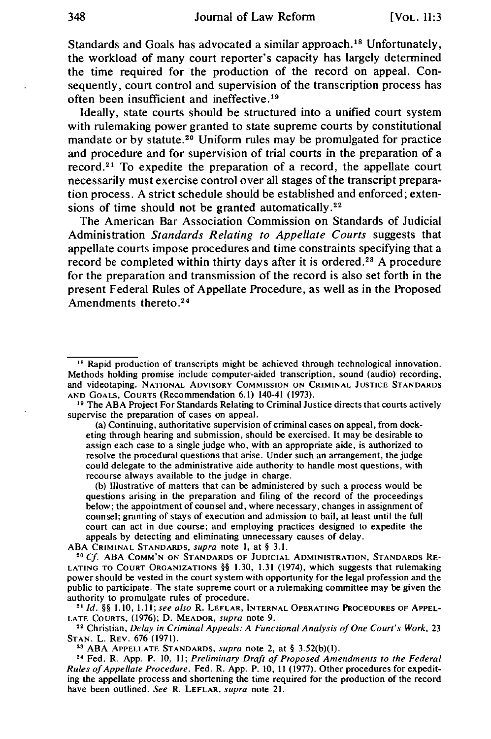Standards and Goals has advocated a similar approach.[18] Unfortunately, the workload of many court reporter's capacity has largely determined the time required for the production of the record on appeal. Consequently, court control and supervision of the transcription process has often been insufficient and ineffective.[19]

Ideally, state courts should be structured into a unified court system with rulemaking power granted to state supreme courts by constitutional mandate or by statute.[20] Uniform rules may be promulgated for practice and procedure and for supervision of trial courts in the preparation of a record.[21] To expedite the preparation of a record, the appellate court necessarily must exercise control over all stages of the transcript preparation process. A strict schedule should be established and enforced; extensions of time should not be granted automatically.[22]

The American Bar Association Commission on Standards of Judicial Administration *Standards Relating to Appellate Courts* suggests that appellate courts impose procedures and time constraints specifying that a record be completed within thirty days after it is ordered.[23] A procedure for the preparation and transmission of the record is also set forth in the present Federal Rules of Appellate Procedure, as well as in the Proposed Amendments thereto.[24]

---

[18] Rapid production of transcripts might be achieved through technological innovation. Methods holding promise include computer-aided transcription, sound (audio) recording, and videotaping. NATIONAL ADVISORY COMMISSION ON CRIMINAL JUSTICE STANDARDS AND GOALS, COURTS (Recommendation 6.1) 140-41 (1973).

[19] The ABA Project For Standards Relating to Criminal Justice directs that courts actively supervise the preparation of cases on appeal.

> (a) Continuing, authoritative supervision of criminal cases on appeal, from docketing through hearing and submission, should be exercised. It may be desirable to assign each case to a single judge who, with an appropriate aide, is authorized to resolve the procedural questions that arise. Under such an arrangement, the judge could delegate to the administrative aide authority to handle most questions, with recourse always available to the judge in charge.
>
> (b) Illustrative of matters that can be administered by such a process would be questions arising in the preparation and filing of the record of the proceedings below; the appointment of counsel and, where necessary, changes in assignment of counsel; granting of stays of execution and admission to bail, at least until the full court can act in due course; and employing practices designed to expedite the appeals by detecting and eliminating unnecessary causes of delay.

ABA CRIMINAL STANDARDS, *supra* note 1, at § 3.1.

[20] *Cf.* ABA COMM'N ON STANDARDS OF JUDICIAL ADMINISTRATION, STANDARDS RELATING TO COURT ORGANIZATIONS §§ 1.30, 1.31 (1974), which suggests that rulemaking power should be vested in the court system with opportunity for the legal profession and the public to participate. The state supreme court or a rulemaking committee may be given the authority to promulgate rules of procedure.

[21] *Id.* §§ 1.10, 1.11; *see also* R. LEFLAR, INTERNAL OPERATING PROCEDURES OF APPELLATE COURTS, (1976); D. MEADOR, *supra* note 9.

[22] Christian, *Delay in Criminal Appeals: A Functional Analysis of One Court's Work*, 23 STAN. L. REV. 676 (1971).

[23] ABA APPELLATE STANDARDS, *supra* note 2, at § 3.52(b)(1).

[24] Fed. R. App. P. 10, 11; *Preliminary Draft of Proposed Amendments to the Federal Rules of Appellate Procedure*, Fed. R. App. P. 10, 11 (1977). Other procedures for expediting the appellate process and shortening the time required for the production of the record have been outlined. *See* R. LEFLAR, *supra* note 21.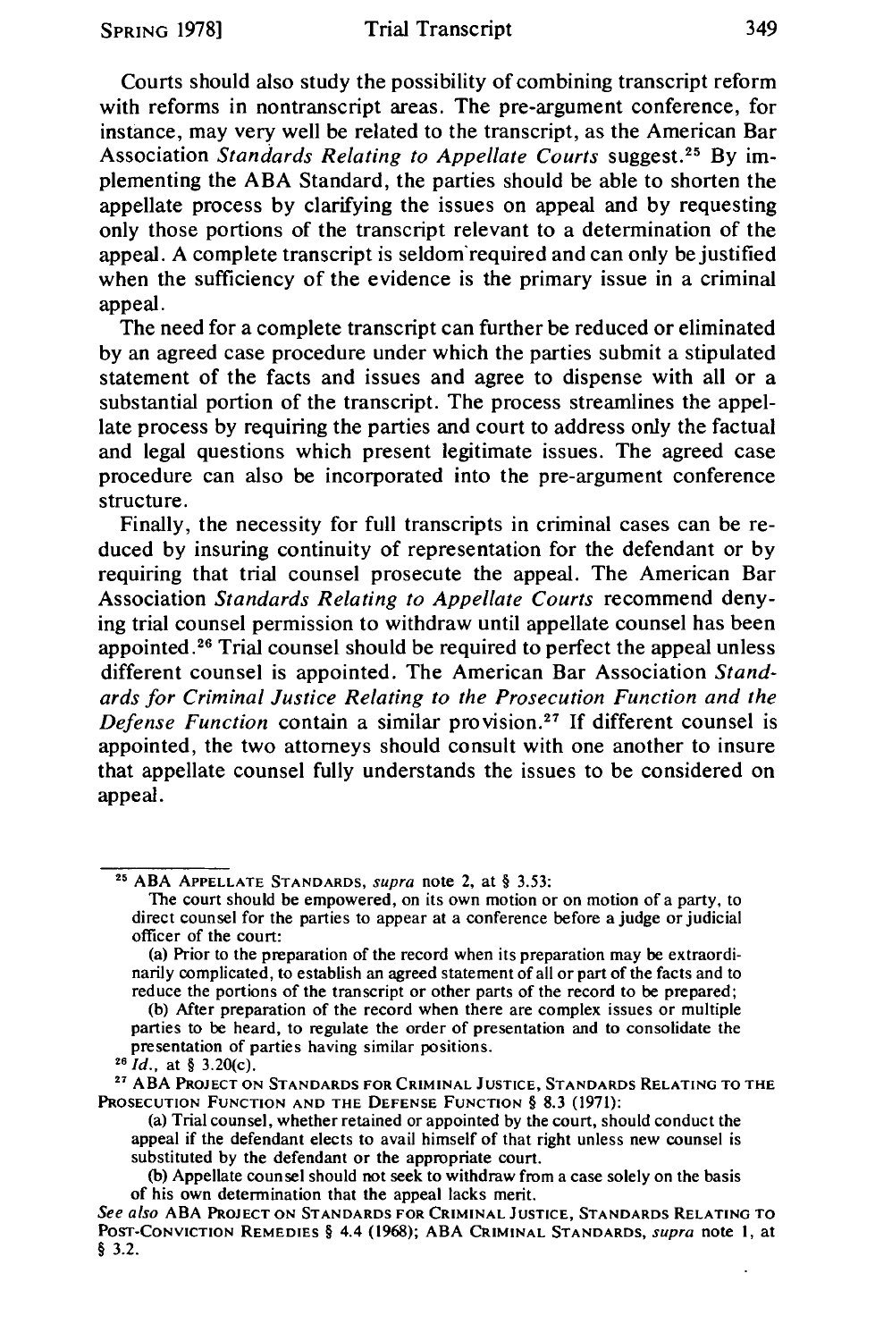Courts should also study the possibility of combining transcript reform with reforms in nontranscript areas. The pre-argument conference, for instance, may very well be related to the transcript, as the American Bar Association *Standards Relating to Appellate Courts* suggest.[25] By implementing the ABA Standard, the parties should be able to shorten the appellate process by clarifying the issues on appeal and by requesting only those portions of the transcript relevant to a determination of the appeal. A complete transcript is seldom required and can only be justified when the sufficiency of the evidence is the primary issue in a criminal appeal.

The need for a complete transcript can further be reduced or eliminated by an agreed case procedure under which the parties submit a stipulated statement of the facts and issues and agree to dispense with all or a substantial portion of the transcript. The process streamlines the appellate process by requiring the parties and court to address only the factual and legal questions which present legitimate issues. The agreed case procedure can also be incorporated into the pre-argument conference structure.

Finally, the necessity for full transcripts in criminal cases can be reduced by insuring continuity of representation for the defendant or by requiring that trial counsel prosecute the appeal. The American Bar Association *Standards Relating to Appellate Courts* recommend denying trial counsel permission to withdraw until appellate counsel has been appointed.[26] Trial counsel should be required to perfect the appeal unless different counsel is appointed. The American Bar Association *Standards for Criminal Justice Relating to the Prosecution Function and the Defense Function* contain a similar provision.[27] If different counsel is appointed, the two attorneys should consult with one another to insure that appellate counsel fully understands the issues to be considered on appeal.

---

[25] ABA APPELLATE STANDARDS, *supra* note 2, at § 3.53:

The court should be empowered, on its own motion or on motion of a party, to direct counsel for the parties to appear at a conference before a judge or judicial officer of the court:

(a) Prior to the preparation of the record when its preparation may be extraordinarily complicated, to establish an agreed statement of all or part of the facts and to reduce the portions of the transcript or other parts of the record to be prepared;

(b) After preparation of the record when there are complex issues or multiple parties to be heard, to regulate the order of presentation and to consolidate the presentation of parties having similar positions.

[26] *Id.*, at § 3.20(c).

[27] ABA PROJECT ON STANDARDS FOR CRIMINAL JUSTICE, STANDARDS RELATING TO THE PROSECUTION FUNCTION AND THE DEFENSE FUNCTION § 8.3 (1971):

(a) Trial counsel, whether retained or appointed by the court, should conduct the appeal if the defendant elects to avail himself of that right unless new counsel is substituted by the defendant or the appropriate court.

(b) Appellate counsel should not seek to withdraw from a case solely on the basis of his own determination that the appeal lacks merit.

*See also* ABA PROJECT ON STANDARDS FOR CRIMINAL JUSTICE, STANDARDS RELATING TO POST-CONVICTION REMEDIES § 4.4 (1968); ABA CRIMINAL STANDARDS, *supra* note 1, at § 3.2.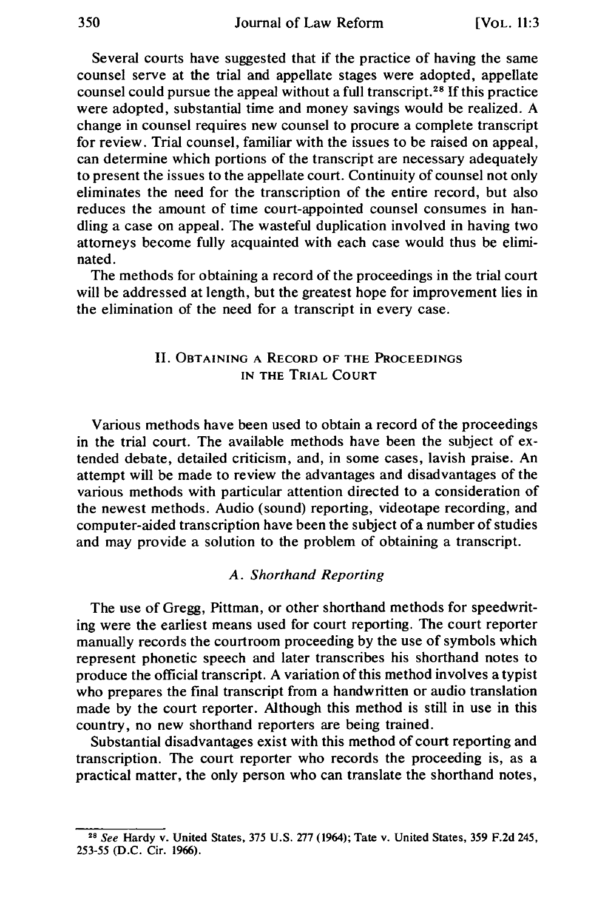Several courts have suggested that if the practice of having the same counsel serve at the trial and appellate stages were adopted, appellate counsel could pursue the appeal without a full transcript.[28] If this practice were adopted, substantial time and money savings would be realized. A change in counsel requires new counsel to procure a complete transcript for review. Trial counsel, familiar with the issues to be raised on appeal, can determine which portions of the transcript are necessary adequately to present the issues to the appellate court. Continuity of counsel not only eliminates the need for the transcription of the entire record, but also reduces the amount of time court-appointed counsel consumes in handling a case on appeal. The wasteful duplication involved in having two attorneys become fully acquainted with each case would thus be eliminated.

The methods for obtaining a record of the proceedings in the trial court will be addressed at length, but the greatest hope for improvement lies in the elimination of the need for a transcript in every case.

## II. Obtaining a Record of the Proceedings in the Trial Court

Various methods have been used to obtain a record of the proceedings in the trial court. The available methods have been the subject of extended debate, detailed criticism, and, in some cases, lavish praise. An attempt will be made to review the advantages and disadvantages of the various methods with particular attention directed to a consideration of the newest methods. Audio (sound) reporting, videotape recording, and computer-aided transcription have been the subject of a number of studies and may provide a solution to the problem of obtaining a transcript.

### *A. Shorthand Reporting*

The use of Gregg, Pittman, or other shorthand methods for speedwriting were the earliest means used for court reporting. The court reporter manually records the courtroom proceeding by the use of symbols which represent phonetic speech and later transcribes his shorthand notes to produce the official transcript. A variation of this method involves a typist who prepares the final transcript from a handwritten or audio translation made by the court reporter. Although this method is still in use in this country, no new shorthand reporters are being trained.

Substantial disadvantages exist with this method of court reporting and transcription. The court reporter who records the proceeding is, as a practical matter, the only person who can translate the shorthand notes,

---

[28] *See* Hardy v. United States, 375 U.S. 277 (1964); Tate v. United States, 359 F.2d 245, 253-55 (D.C. Cir. 1966).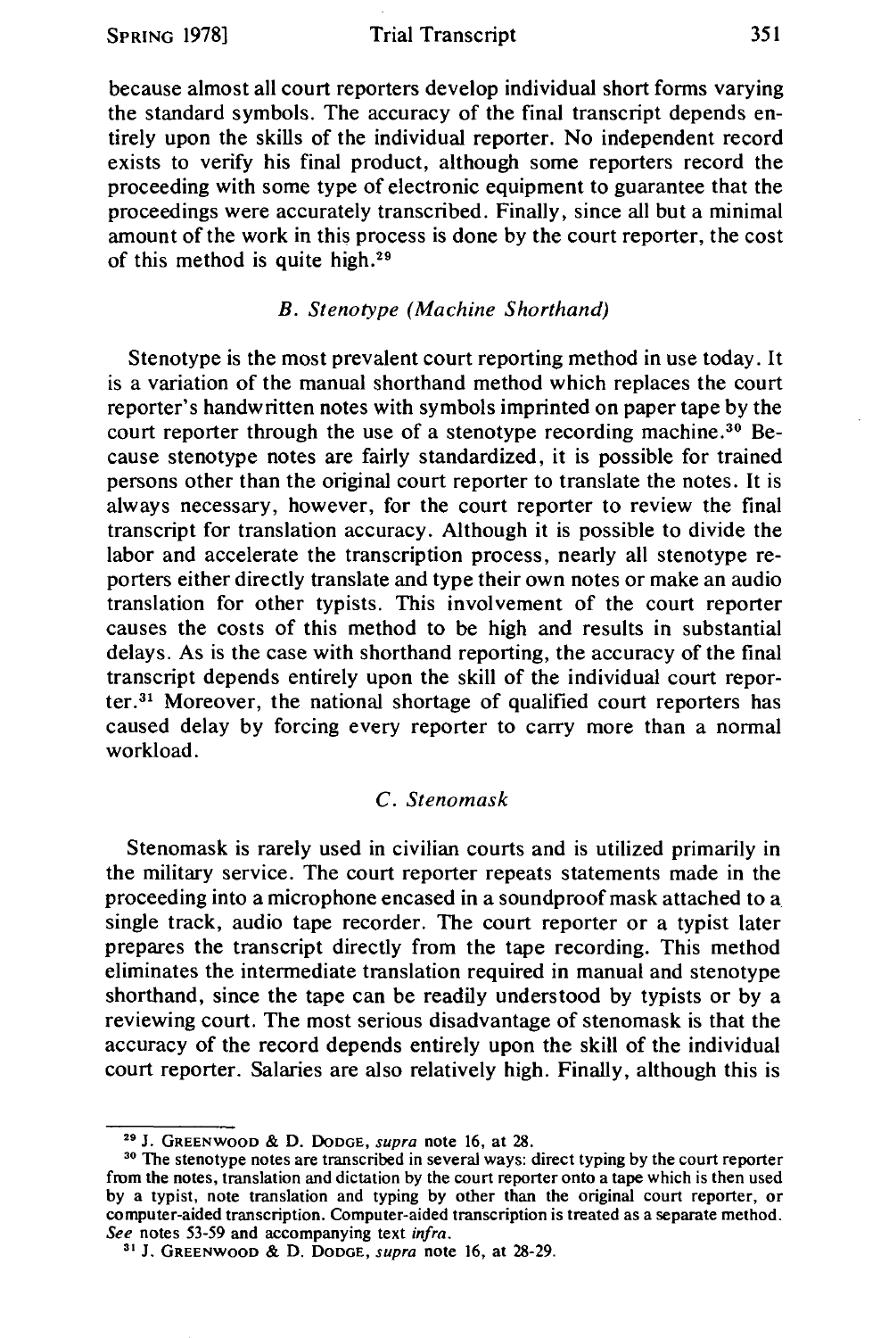because almost all court reporters develop individual short forms varying the standard symbols. The accuracy of the final transcript depends entirely upon the skills of the individual reporter. No independent record exists to verify his final product, although some reporters record the proceeding with some type of electronic equipment to guarantee that the proceedings were accurately transcribed. Finally, since all but a minimal amount of the work in this process is done by the court reporter, the cost of this method is quite high.[29]

### *B. Stenotype (Machine Shorthand)*

Stenotype is the most prevalent court reporting method in use today. It is a variation of the manual shorthand method which replaces the court reporter's handwritten notes with symbols imprinted on paper tape by the court reporter through the use of a stenotype recording machine.[30] Because stenotype notes are fairly standardized, it is possible for trained persons other than the original court reporter to translate the notes. It is always necessary, however, for the court reporter to review the final transcript for translation accuracy. Although it is possible to divide the labor and accelerate the transcription process, nearly all stenotype reporters either directly translate and type their own notes or make an audio translation for other typists. This involvement of the court reporter causes the costs of this method to be high and results in substantial delays. As is the case with shorthand reporting, the accuracy of the final transcript depends entirely upon the skill of the individual court reporter.[31] Moreover, the national shortage of qualified court reporters has caused delay by forcing every reporter to carry more than a normal workload.

### *C. Stenomask*

Stenomask is rarely used in civilian courts and is utilized primarily in the military service. The court reporter repeats statements made in the proceeding into a microphone encased in a soundproof mask attached to a single track, audio tape recorder. The court reporter or a typist later prepares the transcript directly from the tape recording. This method eliminates the intermediate translation required in manual and stenotype shorthand, since the tape can be readily understood by typists or by a reviewing court. The most serious disadvantage of stenomask is that the accuracy of the record depends entirely upon the skill of the individual court reporter. Salaries are also relatively high. Finally, although this is

---

[29] J. Greenwood & D. Dodge, *supra* note 16, at 28.

[30] The stenotype notes are transcribed in several ways: direct typing by the court reporter from the notes, translation and dictation by the court reporter onto a tape which is then used by a typist, note translation and typing by other than the original court reporter, or computer-aided transcription. Computer-aided transcription is treated as a separate method. *See* notes 53-59 and accompanying text *infra*.

[31] J. Greenwood & D. Dodge, *supra* note 16, at 28-29.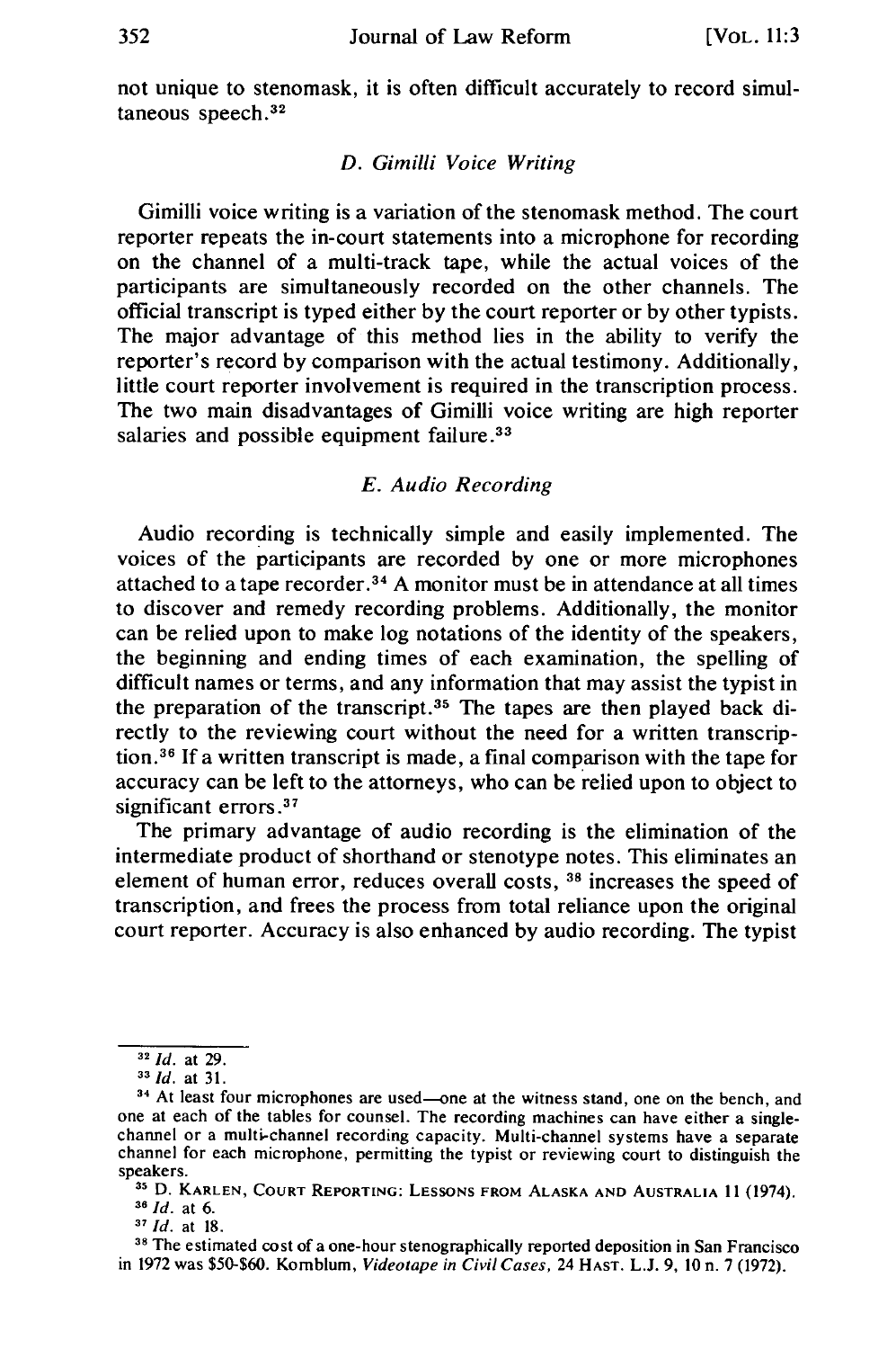not unique to stenomask, it is often difficult accurately to record simultaneous speech.[32]

### D. Gimilli Voice Writing

Gimilli voice writing is a variation of the stenomask method. The court reporter repeats the in-court statements into a microphone for recording on the channel of a multi-track tape, while the actual voices of the participants are simultaneously recorded on the other channels. The official transcript is typed either by the court reporter or by other typists. The major advantage of this method lies in the ability to verify the reporter's record by comparison with the actual testimony. Additionally, little court reporter involvement is required in the transcription process. The two main disadvantages of Gimilli voice writing are high reporter salaries and possible equipment failure.[33]

### E. Audio Recording

Audio recording is technically simple and easily implemented. The voices of the participants are recorded by one or more microphones attached to a tape recorder.[34] A monitor must be in attendance at all times to discover and remedy recording problems. Additionally, the monitor can be relied upon to make log notations of the identity of the speakers, the beginning and ending times of each examination, the spelling of difficult names or terms, and any information that may assist the typist in the preparation of the transcript.[35] The tapes are then played back directly to the reviewing court without the need for a written transcription.[36] If a written transcript is made, a final comparison with the tape for accuracy can be left to the attorneys, who can be relied upon to object to significant errors.[37]

The primary advantage of audio recording is the elimination of the intermediate product of shorthand or stenotype notes. This eliminates an element of human error, reduces overall costs,[38] increases the speed of transcription, and frees the process from total reliance upon the original court reporter. Accuracy is also enhanced by audio recording. The typist

---

[32] *Id.* at 29.

[33] *Id.* at 31.

[34] At least four microphones are used—one at the witness stand, one on the bench, and one at each of the tables for counsel. The recording machines can have either a single-channel or a multi-channel recording capacity. Multi-channel systems have a separate channel for each microphone, permitting the typist or reviewing court to distinguish the speakers.

[35] D. KARLEN, COURT REPORTING: LESSONS FROM ALASKA AND AUSTRALIA 11 (1974).

[36] *Id.* at 6.

[37] *Id.* at 18.

[38] The estimated cost of a one-hour stenographically reported deposition in San Francisco in 1972 was $50-$60. Kornblum, *Videotape in Civil Cases*, 24 HAST. L.J. 9, 10 n. 7 (1972).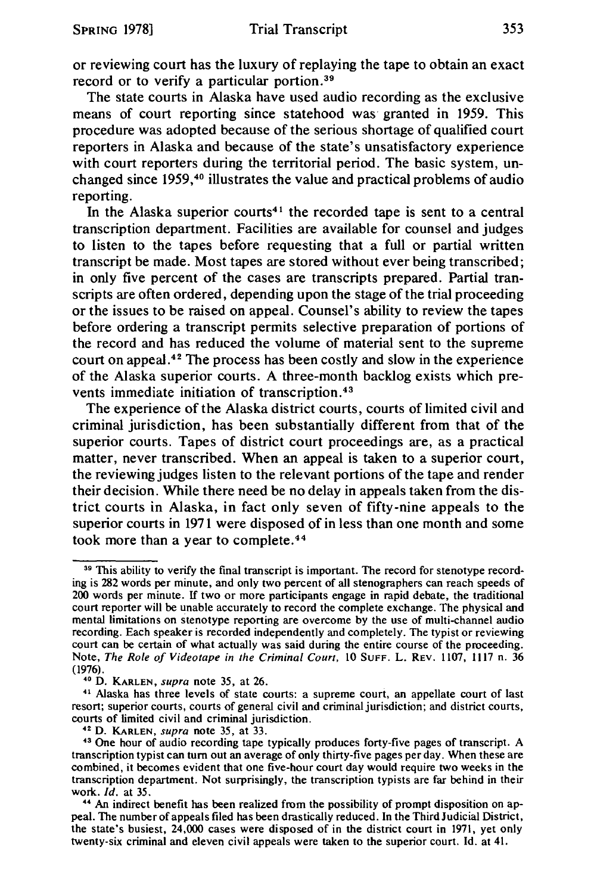or reviewing court has the luxury of replaying the tape to obtain an exact record or to verify a particular portion.[39]

The state courts in Alaska have used audio recording as the exclusive means of court reporting since statehood was granted in 1959. This procedure was adopted because of the serious shortage of qualified court reporters in Alaska and because of the state's unsatisfactory experience with court reporters during the territorial period. The basic system, unchanged since 1959,[40] illustrates the value and practical problems of audio reporting.

In the Alaska superior courts[41] the recorded tape is sent to a central transcription department. Facilities are available for counsel and judges to listen to the tapes before requesting that a full or partial written transcript be made. Most tapes are stored without ever being transcribed; in only five percent of the cases are transcripts prepared. Partial transcripts are often ordered, depending upon the stage of the trial proceeding or the issues to be raised on appeal. Counsel's ability to review the tapes before ordering a transcript permits selective preparation of portions of the record and has reduced the volume of material sent to the supreme court on appeal.[42] The process has been costly and slow in the experience of the Alaska superior courts. A three-month backlog exists which prevents immediate initiation of transcription.[43]

The experience of the Alaska district courts, courts of limited civil and criminal jurisdiction, has been substantially different from that of the superior courts. Tapes of district court proceedings are, as a practical matter, never transcribed. When an appeal is taken to a superior court, the reviewing judges listen to the relevant portions of the tape and render their decision. While there need be no delay in appeals taken from the district courts in Alaska, in fact only seven of fifty-nine appeals to the superior courts in 1971 were disposed of in less than one month and some took more than a year to complete.[44]

---

[39] This ability to verify the final transcript is important. The record for stenotype recording is 282 words per minute, and only two percent of all stenographers can reach speeds of 200 words per minute. If two or more participants engage in rapid debate, the traditional court reporter will be unable accurately to record the complete exchange. The physical and mental limitations on stenotype reporting are overcome by the use of multi-channel audio recording. Each speaker is recorded independently and completely. The typist or reviewing court can be certain of what actually was said during the entire course of the proceeding. Note, *The Role of Videotape in the Criminal Court*, 10 SUFF. L. REV. 1107, 1117 n. 36 (1976).

[40] D. KARLEN, *supra* note 35, at 26.

[41] Alaska has three levels of state courts: a supreme court, an appellate court of last resort; superior courts, courts of general civil and criminal jurisdiction; and district courts, courts of limited civil and criminal jurisdiction.

[42] D. KARLEN, *supra* note 35, at 33.

[43] One hour of audio recording tape typically produces forty-five pages of transcript. A transcription typist can turn out an average of only thirty-five pages per day. When these are combined, it becomes evident that one five-hour court day would require two weeks in the transcription department. Not surprisingly, the transcription typists are far behind in their work. *Id.* at 35.

[44] An indirect benefit has been realized from the possibility of prompt disposition on appeal. The number of appeals filed has been drastically reduced. In the Third Judicial District, the state's busiest, 24,000 cases were disposed of in the district court in 1971, yet only twenty-six criminal and eleven civil appeals were taken to the superior court. Id. at 41.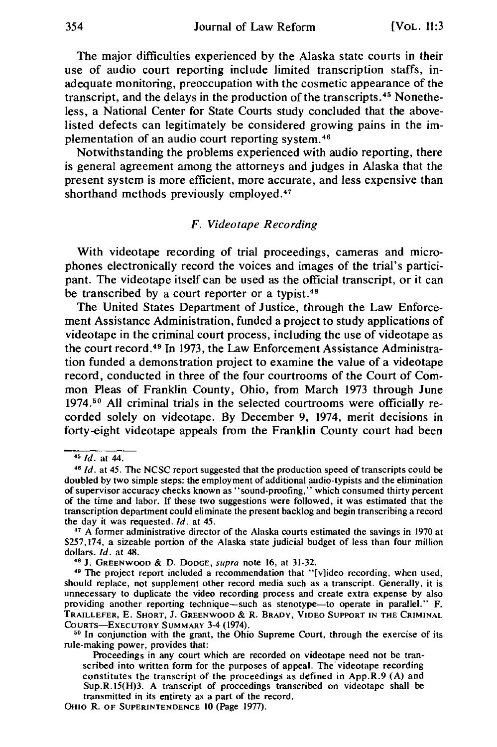The major difficulties experienced by the Alaska state courts in their use of audio court reporting include limited transcription staffs, inadequate monitoring, preoccupation with the cosmetic appearance of the transcript, and the delays in the production of the transcripts.[45] Nonetheless, a National Center for State Courts study concluded that the above-listed defects can legitimately be considered growing pains in the implementation of an audio court reporting system.[46]

Notwithstanding the problems experienced with audio reporting, there is general agreement among the attorneys and judges in Alaska that the present system is more efficient, more accurate, and less expensive than shorthand methods previously employed.[47]

### *F. Videotape Recording*

With videotape recording of trial proceedings, cameras and microphones electronically record the voices and images of the trial's participant. The videotape itself can be used as the official transcript, or it can be transcribed by a court reporter or a typist.[48]

The United States Department of Justice, through the Law Enforcement Assistance Administration, funded a project to study applications of videotape in the criminal court process, including the use of videotape as the court record.[49] In 1973, the Law Enforcement Assistance Administration funded a demonstration project to examine the value of a videotape record, conducted in three of the four courtrooms of the Court of Common Pleas of Franklin County, Ohio, from March 1973 through June 1974.[50] All criminal trials in the selected courtrooms were officially recorded solely on videotape. By December 9, 1974, merit decisions in forty-eight videotape appeals from the Franklin County court had been

---

[45] *Id.* at 44.

[46] *Id.* at 45. The NCSC report suggested that the production speed of transcripts could be doubled by two simple steps: the employment of additional audio-typists and the elimination of supervisor accuracy checks known as "sound-proofing," which consumed thirty percent of the time and labor. If these two suggestions were followed, it was estimated that the transcription department could eliminate the present backlog and begin transcribing a record the day it was requested. *Id.* at 45.

[47] A former administrative director of the Alaska courts estimated the savings in 1970 at $257,174, a sizeable portion of the Alaska state judicial budget of less than four million dollars. *Id.* at 48.

[48] J. GREENWOOD & D. DODGE, *supra* note 16, at 31-32.

[49] The project report included a recommendation that "[v]ideo recording, when used, should replace, not supplement other record media such as a transcript. Generally, it is unnecessary to duplicate the video recording process and create extra expense by also providing another reporting technique—such as stenotype—to operate in parallel." F. TRAILLEFER, E. SHORT, J. GREENWOOD & R. BRADY, VIDEO SUPPORT IN THE CRIMINAL COURTS—EXECUTORY SUMMARY 3-4 (1974).

[50] In conjunction with the grant, the Ohio Supreme Court, through the exercise of its rule-making power, provides that:

> Proceedings in any court which are recorded on videotape need not be transcribed into written form for the purposes of appeal. The videotape recording constitutes the transcript of the proceedings as defined in App.R.9 (A) and Sup.R.15(H)3. A transcript of proceedings transcribed on videotape shall be transmitted in its entirety as a part of the record.

OHIO R. OF SUPERINTENDENCE 10 (Page 1977).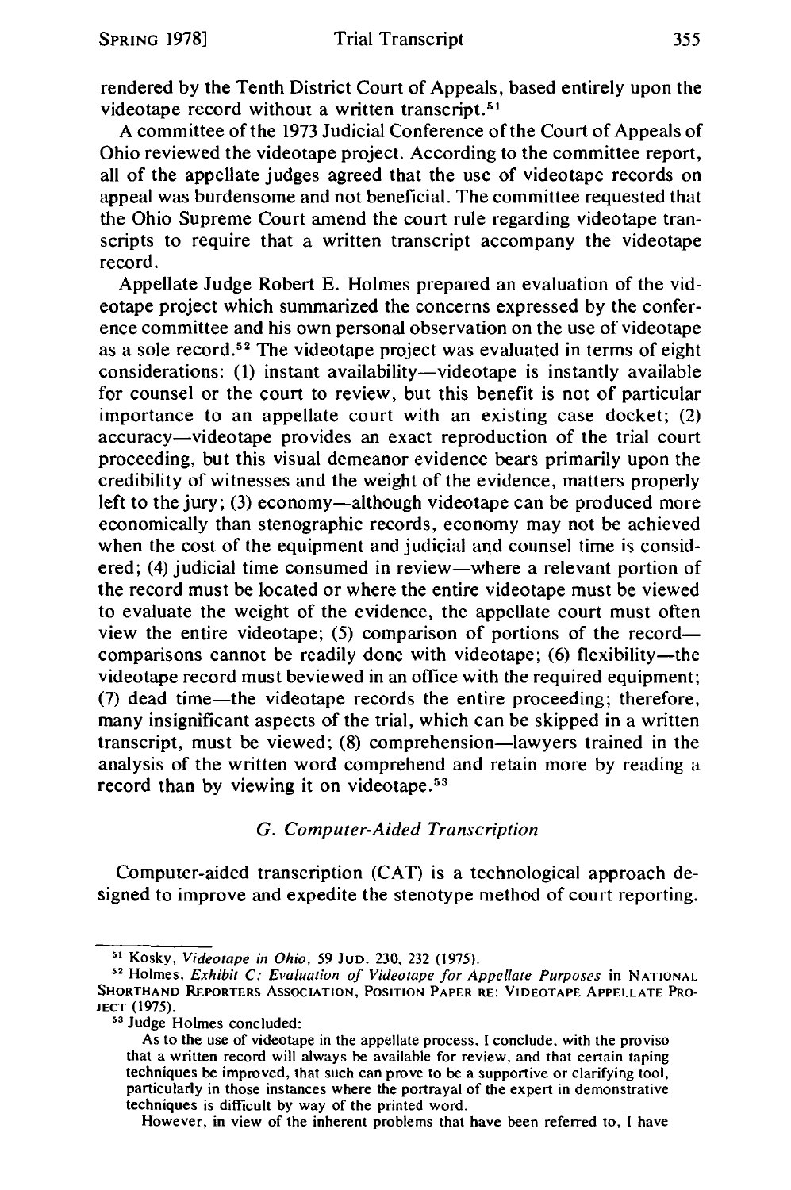rendered by the Tenth District Court of Appeals, based entirely upon the videotape record without a written transcript.[51]

A committee of the 1973 Judicial Conference of the Court of Appeals of Ohio reviewed the videotape project. According to the committee report, all of the appellate judges agreed that the use of videotape records on appeal was burdensome and not beneficial. The committee requested that the Ohio Supreme Court amend the court rule regarding videotape transcripts to require that a written transcript accompany the videotape record.

Appellate Judge Robert E. Holmes prepared an evaluation of the videotape project which summarized the concerns expressed by the conference committee and his own personal observation on the use of videotape as a sole record.[52] The videotape project was evaluated in terms of eight considerations: (1) instant availability—videotape is instantly available for counsel or the court to review, but this benefit is not of particular importance to an appellate court with an existing case docket; (2) accuracy—videotape provides an exact reproduction of the trial court proceeding, but this visual demeanor evidence bears primarily upon the credibility of witnesses and the weight of the evidence, matters properly left to the jury; (3) economy—although videotape can be produced more economically than stenographic records, economy may not be achieved when the cost of the equipment and judicial and counsel time is considered; (4) judicial time consumed in review—where a relevant portion of the record must be located or where the entire videotape must be viewed to evaluate the weight of the evidence, the appellate court must often view the entire videotape; (5) comparison of portions of the record—comparisons cannot be readily done with videotape; (6) flexibility—the videotape record must beviewed in an office with the required equipment; (7) dead time—the videotape records the entire proceeding; therefore, many insignificant aspects of the trial, which can be skipped in a written transcript, must be viewed; (8) comprehension—lawyers trained in the analysis of the written word comprehend and retain more by reading a record than by viewing it on videotape.[53]

### *G. Computer-Aided Transcription*

Computer-aided transcription (CAT) is a technological approach designed to improve and expedite the stenotype method of court reporting.

---

[51] Kosky, *Videotape in Ohio*, 59 JUD. 230, 232 (1975).

[52] Holmes, *Exhibit C: Evaluation of Videotape for Appellate Purposes* in NATIONAL SHORTHAND REPORTERS ASSOCIATION, POSITION PAPER RE: VIDEOTAPE APPELLATE PROJECT (1975).

[53] Judge Holmes concluded:

> As to the use of videotape in the appellate process, I conclude, with the proviso that a written record will always be available for review, and that certain taping techniques be improved, that such can prove to be a supportive or clarifying tool, particularly in those instances where the portrayal of the expert in demonstrative techniques is difficult by way of the printed word.
>
> However, in view of the inherent problems that have been referred to, I have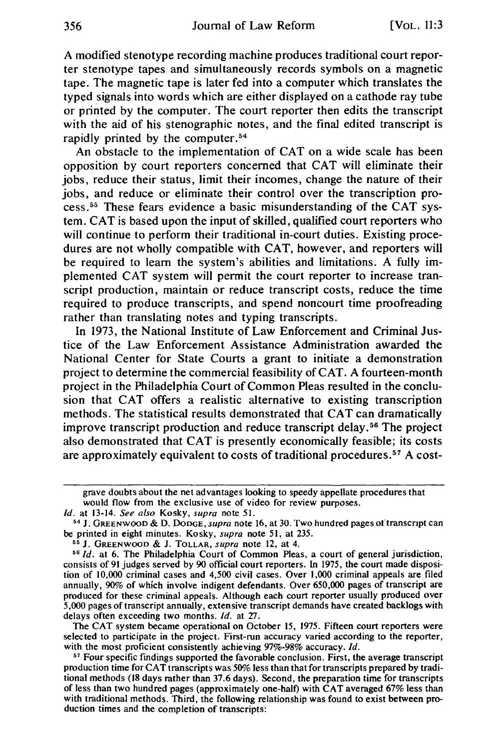A modified stenotype recording machine produces traditional court reporter stenotype tapes and simultaneously records symbols on a magnetic tape. The magnetic tape is later fed into a computer which translates the typed signals into words which are either displayed on a cathode ray tube or printed by the computer. The court reporter then edits the transcript with the aid of his stenographic notes, and the final edited transcript is rapidly printed by the computer.[54]

An obstacle to the implementation of CAT on a wide scale has been opposition by court reporters concerned that CAT will eliminate their jobs, reduce their status, limit their incomes, change the nature of their jobs, and reduce or eliminate their control over the transcription process.[55] These fears evidence a basic misunderstanding of the CAT system. CAT is based upon the input of skilled, qualified court reporters who will continue to perform their traditional in-court duties. Existing procedures are not wholly compatible with CAT, however, and reporters will be required to learn the system's abilities and limitations. A fully implemented CAT system will permit the court reporter to increase transcript production, maintain or reduce transcript costs, reduce the time required to produce transcripts, and spend noncourt time proofreading rather than translating notes and typing transcripts.

In 1973, the National Institute of Law Enforcement and Criminal Justice of the Law Enforcement Assistance Administration awarded the National Center for State Courts a grant to initiate a demonstration project to determine the commercial feasibility of CAT. A fourteen-month project in the Philadelphia Court of Common Pleas resulted in the conclusion that CAT offers a realistic alternative to existing transcription methods. The statistical results demonstrated that CAT can dramatically improve transcript production and reduce transcript delay.[56] The project also demonstrated that CAT is presently economically feasible; its costs are approximately equivalent to costs of traditional procedures.[57] A cost-

---

grave doubts about the net advantages looking to speedy appellate procedures that would flow from the exclusive use of video for review purposes.

*Id.* at 13-14. *See also* Kosky, *supra* note 51.

[54] J. GREENWOOD & D. DODGE, *supra* note 16, at 30. Two hundred pages of transcript can be printed in eight minutes. Kosky, *supra* note 51, at 235.

[55] J. GREENWOOD & J. TOLLAR, *supra* note 12, at 4.

[56] *Id.* at 6. The Philadelphia Court of Common Pleas, a court of general jurisdiction, consists of 91 judges served by 90 official court reporters. In 1975, the court made disposition of 10,000 criminal cases and 4,500 civil cases. Over 1,000 criminal appeals are filed annually, 90% of which involve indigent defendants. Over 650,000 pages of transcript are produced for these criminal appeals. Although each court reporter usually produced over 5,000 pages of transcript annually, extensive transcript demands have created backlogs with delays often exceeding two months. *Id.* at 27.

The CAT system became operational on October 15, 1975. Fifteen court reporters were selected to participate in the project. First-run accuracy varied according to the reporter, with the most proficient consistently achieving 97%-98% accuracy. *Id.*

[57] Four specific findings supported the favorable conclusion. First, the average transcript production time for CAT transcripts was 50% less than that for transcripts prepared by traditional methods (18 days rather than 37.6 days). Second, the preparation time for transcripts of less than two hundred pages (approximately one-half) with CAT averaged 67% less than with traditional methods. Third, the following relationship was found to exist between production times and the completion of transcripts: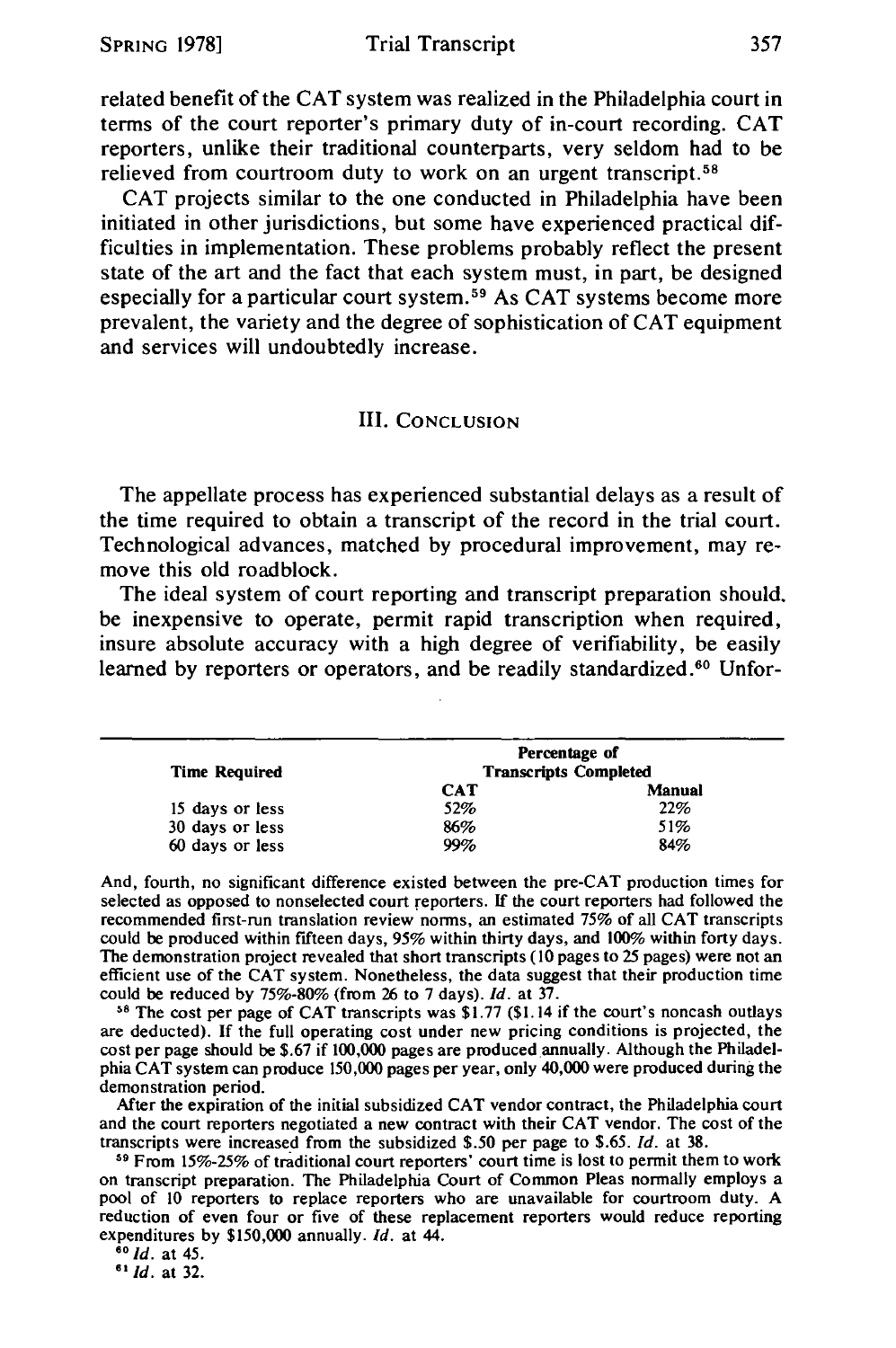related benefit of the CAT system was realized in the Philadelphia court in terms of the court reporter's primary duty of in-court recording. CAT reporters, unlike their traditional counterparts, very seldom had to be relieved from courtroom duty to work on an urgent transcript.[58]

CAT projects similar to the one conducted in Philadelphia have been initiated in other jurisdictions, but some have experienced practical difficulties in implementation. These problems probably reflect the present state of the art and the fact that each system must, in part, be designed especially for a particular court system.[59] As CAT systems become more prevalent, the variety and the degree of sophistication of CAT equipment and services will undoubtedly increase.

## III. Conclusion

The appellate process has experienced substantial delays as a result of the time required to obtain a transcript of the record in the trial court. Technological advances, matched by procedural improvement, may remove this old roadblock.

The ideal system of court reporting and transcript preparation should, be inexpensive to operate, permit rapid transcription when required, insure absolute accuracy with a high degree of verifiability, be easily learned by reporters or operators, and be readily standardized.[60] Unfor-

| Time Required | Percentage of Transcripts Completed | |
|---|---|---|
| | CAT | Manual |
| 15 days or less | 52% | 22% |
| 30 days or less | 86% | 51% |
| 60 days or less | 99% | 84% |

And, fourth, no significant difference existed between the pre-CAT production times for selected as opposed to nonselected court reporters. If the court reporters had followed the recommended first-run translation review norms, an estimated 75% of all CAT transcripts could be produced within fifteen days, 95% within thirty days, and 100% within forty days. The demonstration project revealed that short transcripts (10 pages to 25 pages) were not an efficient use of the CAT system. Nonetheless, the data suggest that their production time could be reduced by 75%-80% (from 26 to 7 days). *Id.* at 37.

[58] The cost per page of CAT transcripts was $1.77 ($1.14 if the court's noncash outlays are deducted). If the full operating cost under new pricing conditions is projected, the cost per page should be $.67 if 100,000 pages are produced annually. Although the Philadelphia CAT system can produce 150,000 pages per year, only 40,000 were produced during the demonstration period.

After the expiration of the initial subsidized CAT vendor contract, the Philadelphia court and the court reporters negotiated a new contract with their CAT vendor. The cost of the transcripts were increased from the subsidized $.50 per page to $.65. *Id.* at 38.

[59] From 15%-25% of traditional court reporters' court time is lost to permit them to work on transcript preparation. The Philadelphia Court of Common Pleas normally employs a pool of 10 reporters to replace reporters who are unavailable for courtroom duty. A reduction of even four or five of these replacement reporters would reduce reporting expenditures by $150,000 annually. *Id.* at 44.

[60] *Id.* at 45.

[61] *Id.* at 32.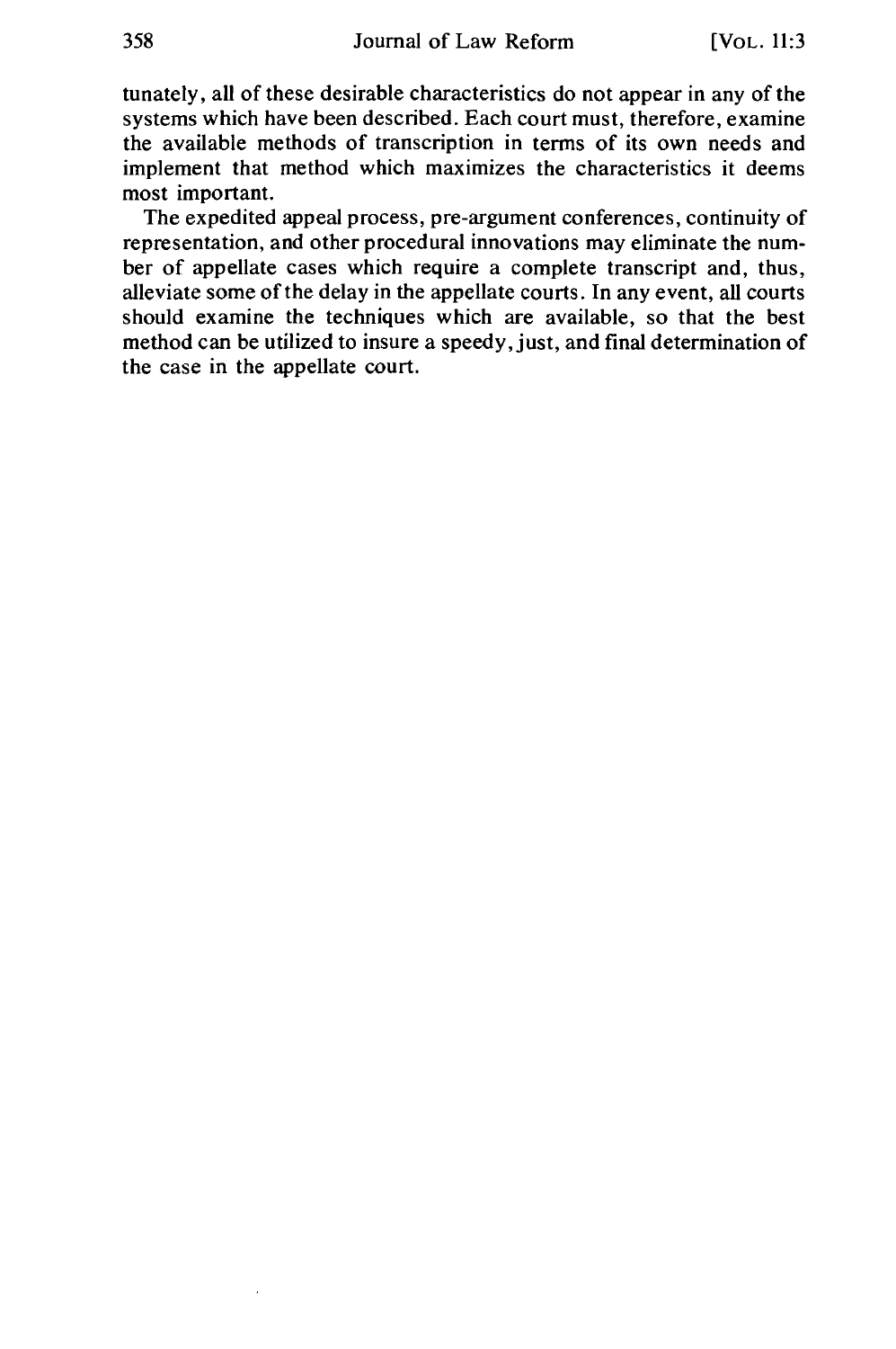tunately, all of these desirable characteristics do not appear in any of the systems which have been described. Each court must, therefore, examine the available methods of transcription in terms of its own needs and implement that method which maximizes the characteristics it deems most important.

The expedited appeal process, pre-argument conferences, continuity of representation, and other procedural innovations may eliminate the number of appellate cases which require a complete transcript and, thus, alleviate some of the delay in the appellate courts. In any event, all courts should examine the techniques which are available, so that the best method can be utilized to insure a speedy, just, and final determination of the case in the appellate court.